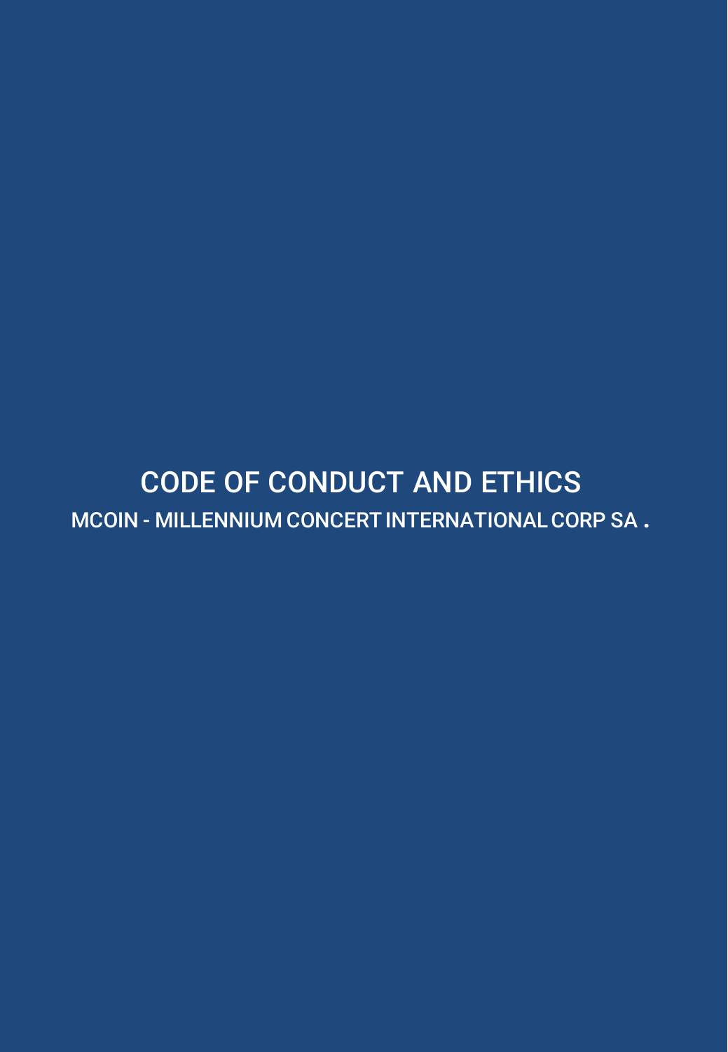# CODE OF CONDUCT AND ETHICS

## MCOIN - MILLENNIUM CONCERT INTERNATIONAL CORP SA .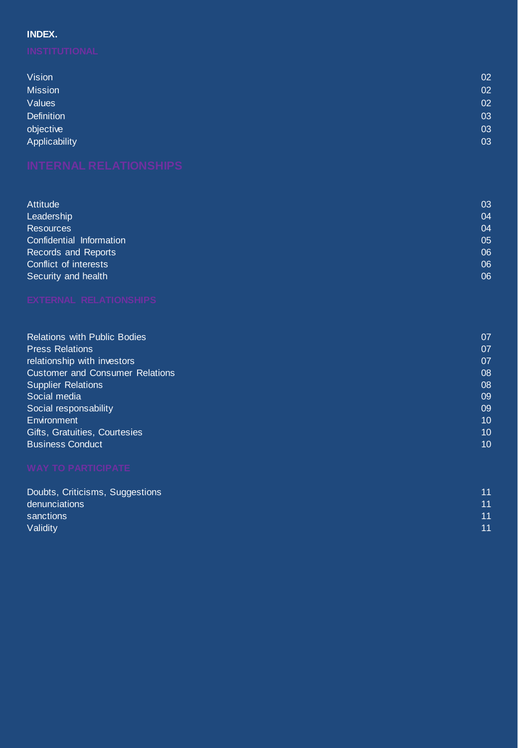**INDEX.**

## INSTITUTIONAL

| | |
|---|---|
| Vision | 02 |
| Mission | 02 |
| Values | 02 |
| Definition | 03 |
| objective | 03 |
| Applicability | 03 |

## INTERNAL RELATIONSHIPS

| | |
|---|---|
| Attitude | 03 |
| Leadership | 04 |
| Resources | 04 |
| Confidential Information | 05 |
| Records and Reports | 06 |
| Conflict of interests | 06 |
| Security and health | 06 |

## EXTERNAL RELATIONSHIPS

| | |
|---|---|
| Relations with Public Bodies | 07 |
| Press Relations | 07 |
| relationship with investors | 07 |
| Customer and Consumer Relations | 08 |
| Supplier Relations | 08 |
| Social media | 09 |
| Social responsability | 09 |
| Environment | 10 |
| Gifts, Gratuities, Courtesies | 10 |
| Business Conduct | 10 |

## WAY TO PARTICIPATE

| | |
|---|---|
| Doubts, Criticisms, Suggestions | 11 |
| denunciations | 11 |
| sanctions | 11 |
| Validity | 11 |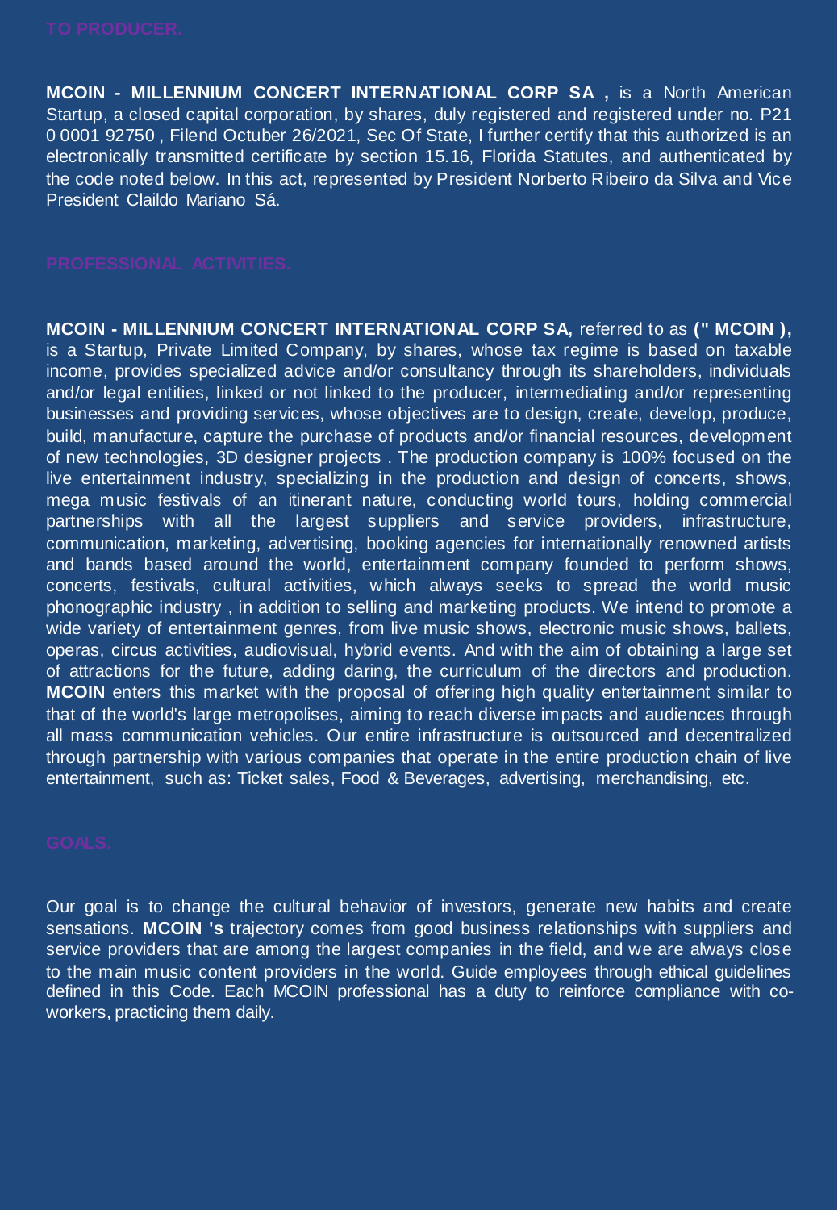## TO PRODUCER.

**MCOIN - MILLENNIUM CONCERT INTERNATIONAL CORP SA ,** is a North American Startup, a closed capital corporation, by shares, duly registered and registered under no. P21 0 0001 92750 , Filend Octuber 26/2021, Sec Of State, I further certify that this authorized is an electronically transmitted certificate by section 15.16, Florida Statutes, and authenticated by the code noted below. In this act, represented by President Norberto Ribeiro da Silva and Vice President Claildo Mariano Sá.

## PROFESSIONAL ACTIVITIES.

**MCOIN - MILLENNIUM CONCERT INTERNATIONAL CORP SA,** referred to as **(" MCOIN ),** is a Startup, Private Limited Company, by shares, whose tax regime is based on taxable income, provides specialized advice and/or consultancy through its shareholders, individuals and/or legal entities, linked or not linked to the producer, intermediating and/or representing businesses and providing services, whose objectives are to design, create, develop, produce, build, manufacture, capture the purchase of products and/or financial resources, development of new technologies, 3D designer projects . The production company is 100% focused on the live entertainment industry, specializing in the production and design of concerts, shows, mega music festivals of an itinerant nature, conducting world tours, holding commercial partnerships with all the largest suppliers and service providers, infrastructure, communication, marketing, advertising, booking agencies for internationally renowned artists and bands based around the world, entertainment company founded to perform shows, concerts, festivals, cultural activities, which always seeks to spread the world music phonographic industry , in addition to selling and marketing products. We intend to promote a wide variety of entertainment genres, from live music shows, electronic music shows, ballets, operas, circus activities, audiovisual, hybrid events. And with the aim of obtaining a large set of attractions for the future, adding daring, the curriculum of the directors and production. **MCOIN** enters this market with the proposal of offering high quality entertainment similar to that of the world's large metropolises, aiming to reach diverse impacts and audiences through all mass communication vehicles. Our entire infrastructure is outsourced and decentralized through partnership with various companies that operate in the entire production chain of live entertainment, such as: Ticket sales, Food & Beverages, advertising, merchandising, etc.

## GOALS.

Our goal is to change the cultural behavior of investors, generate new habits and create sensations. **MCOIN 's** trajectory comes from good business relationships with suppliers and service providers that are among the largest companies in the field, and we are always close to the main music content providers in the world. Guide employees through ethical guidelines defined in this Code. Each MCOIN professional has a duty to reinforce compliance with co-workers, practicing them daily.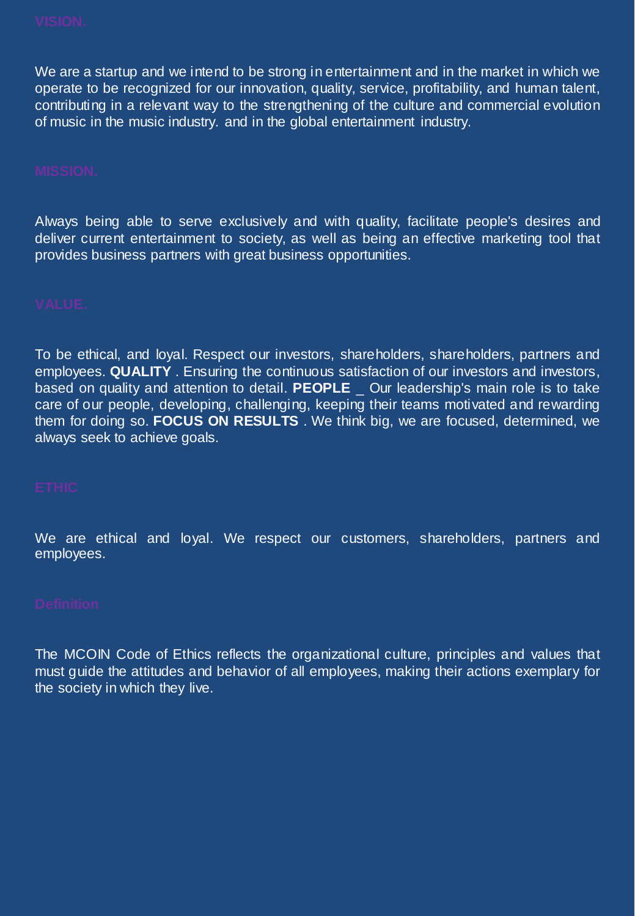## VISION.

We are a startup and we intend to be strong in entertainment and in the market in which we operate to be recognized for our innovation, quality, service, profitability, and human talent, contributing in a relevant way to the strengthening of the culture and commercial evolution of music in the music industry. and in the global entertainment industry.

## MISSION.

Always being able to serve exclusively and with quality, facilitate people's desires and deliver current entertainment to society, as well as being an effective marketing tool that provides business partners with great business opportunities.

## VALUE.

To be ethical, and loyal. Respect our investors, shareholders, shareholders, partners and employees. **QUALITY** . Ensuring the continuous satisfaction of our investors and investors, based on quality and attention to detail. **PEOPLE** _ Our leadership's main role is to take care of our people, developing, challenging, keeping their teams motivated and rewarding them for doing so. **FOCUS ON RESULTS** . We think big, we are focused, determined, we always seek to achieve goals.

## ETHIC

We are ethical and loyal. We respect our customers, shareholders, partners and employees.

## Definition

The MCOIN Code of Ethics reflects the organizational culture, principles and values that must guide the attitudes and behavior of all employees, making their actions exemplary for the society in which they live.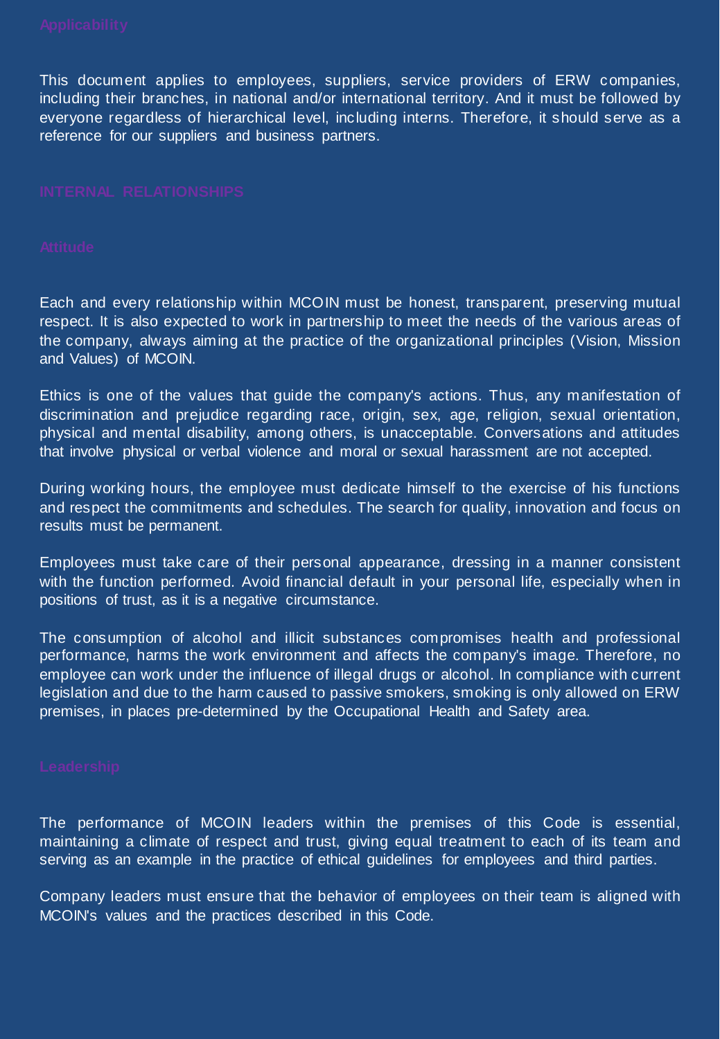## Applicability

This document applies to employees, suppliers, service providers of ERW companies, including their branches, in national and/or international territory. And it must be followed by everyone regardless of hierarchical level, including interns. Therefore, it should serve as a reference for our suppliers and business partners.

# INTERNAL RELATIONSHIPS

## Attitude

Each and every relationship within MCOIN must be honest, transparent, preserving mutual respect. It is also expected to work in partnership to meet the needs of the various areas of the company, always aiming at the practice of the organizational principles (Vision, Mission and Values) of MCOIN.

Ethics is one of the values that guide the company's actions. Thus, any manifestation of discrimination and prejudice regarding race, origin, sex, age, religion, sexual orientation, physical and mental disability, among others, is unacceptable. Conversations and attitudes that involve physical or verbal violence and moral or sexual harassment are not accepted.

During working hours, the employee must dedicate himself to the exercise of his functions and respect the commitments and schedules. The search for quality, innovation and focus on results must be permanent.

Employees must take care of their personal appearance, dressing in a manner consistent with the function performed. Avoid financial default in your personal life, especially when in positions of trust, as it is a negative circumstance.

The consumption of alcohol and illicit substances compromises health and professional performance, harms the work environment and affects the company's image. Therefore, no employee can work under the influence of illegal drugs or alcohol. In compliance with current legislation and due to the harm caused to passive smokers, smoking is only allowed on ERW premises, in places pre-determined by the Occupational Health and Safety area.

## Leadership

The performance of MCOIN leaders within the premises of this Code is essential, maintaining a climate of respect and trust, giving equal treatment to each of its team and serving as an example in the practice of ethical guidelines for employees and third parties.

Company leaders must ensure that the behavior of employees on their team is aligned with MCOIN's values and the practices described in this Code.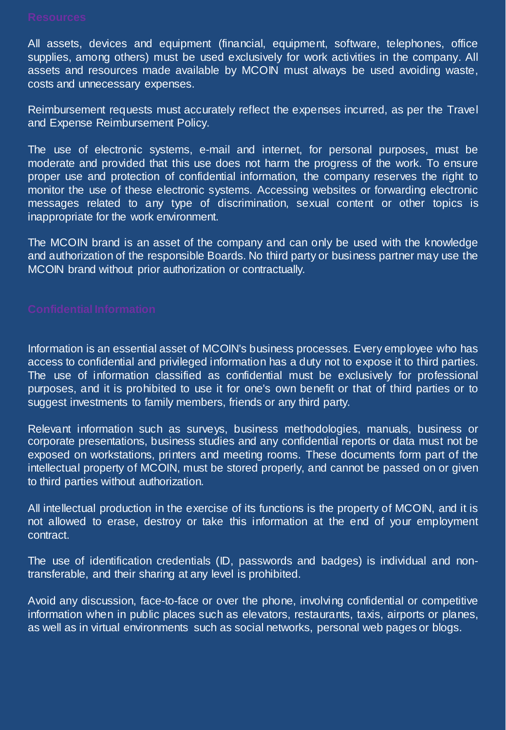## Resources

All assets, devices and equipment (financial, equipment, software, telephones, office supplies, among others) must be used exclusively for work activities in the company. All assets and resources made available by MCOIN must always be used avoiding waste, costs and unnecessary expenses.

Reimbursement requests must accurately reflect the expenses incurred, as per the Travel and Expense Reimbursement Policy.

The use of electronic systems, e-mail and internet, for personal purposes, must be moderate and provided that this use does not harm the progress of the work. To ensure proper use and protection of confidential information, the company reserves the right to monitor the use of these electronic systems. Accessing websites or forwarding electronic messages related to any type of discrimination, sexual content or other topics is inappropriate for the work environment.

The MCOIN brand is an asset of the company and can only be used with the knowledge and authorization of the responsible Boards. No third party or business partner may use the MCOIN brand without prior authorization or contractually.

## Confidential Information

Information is an essential asset of MCOIN's business processes. Every employee who has access to confidential and privileged information has a duty not to expose it to third parties. The use of information classified as confidential must be exclusively for professional purposes, and it is prohibited to use it for one's own benefit or that of third parties or to suggest investments to family members, friends or any third party.

Relevant information such as surveys, business methodologies, manuals, business or corporate presentations, business studies and any confidential reports or data must not be exposed on workstations, printers and meeting rooms. These documents form part of the intellectual property of MCOIN, must be stored properly, and cannot be passed on or given to third parties without authorization.

All intellectual production in the exercise of its functions is the property of MCOIN, and it is not allowed to erase, destroy or take this information at the end of your employment contract.

The use of identification credentials (ID, passwords and badges) is individual and non-transferable, and their sharing at any level is prohibited.

Avoid any discussion, face-to-face or over the phone, involving confidential or competitive information when in public places such as elevators, restaurants, taxis, airports or planes, as well as in virtual environments such as social networks, personal web pages or blogs.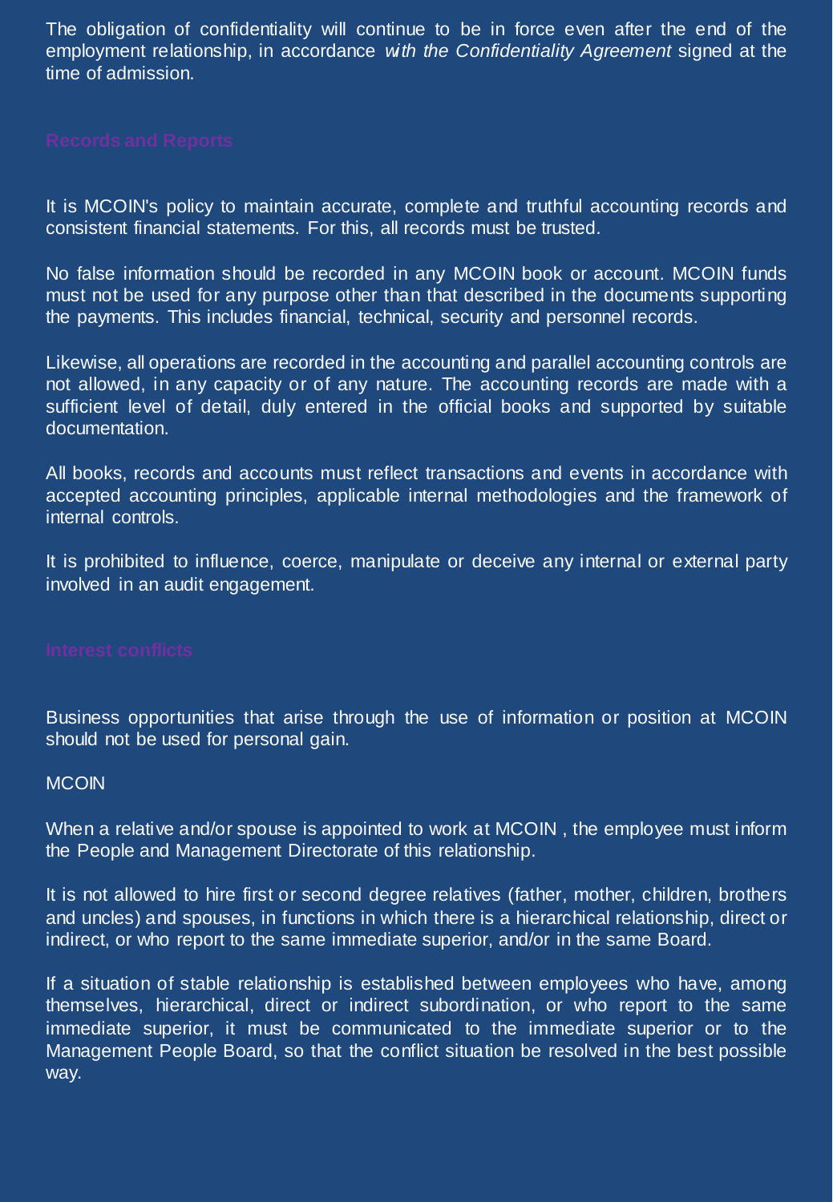The obligation of confidentiality will continue to be in force even after the end of the employment relationship, in accordance *with the Confidentiality Agreement* signed at the time of admission.

## Records and Reports

It is MCOIN's policy to maintain accurate, complete and truthful accounting records and consistent financial statements. For this, all records must be trusted.

No false information should be recorded in any MCOIN book or account. MCOIN funds must not be used for any purpose other than that described in the documents supporting the payments. This includes financial, technical, security and personnel records.

Likewise, all operations are recorded in the accounting and parallel accounting controls are not allowed, in any capacity or of any nature. The accounting records are made with a sufficient level of detail, duly entered in the official books and supported by suitable documentation.

All books, records and accounts must reflect transactions and events in accordance with accepted accounting principles, applicable internal methodologies and the framework of internal controls.

It is prohibited to influence, coerce, manipulate or deceive any internal or external party involved in an audit engagement.

## Interest conflicts

Business opportunities that arise through the use of information or position at MCOIN should not be used for personal gain.

MCOIN

When a relative and/or spouse is appointed to work at MCOIN , the employee must inform the People and Management Directorate of this relationship.

It is not allowed to hire first or second degree relatives (father, mother, children, brothers and uncles) and spouses, in functions in which there is a hierarchical relationship, direct or indirect, or who report to the same immediate superior, and/or in the same Board.

If a situation of stable relationship is established between employees who have, among themselves, hierarchical, direct or indirect subordination, or who report to the same immediate superior, it must be communicated to the immediate superior or to the Management People Board, so that the conflict situation be resolved in the best possible way.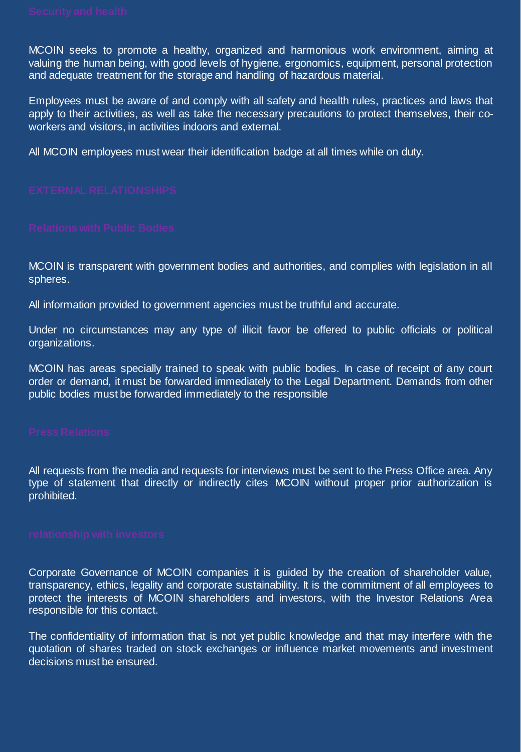### Security and health

MCOIN seeks to promote a healthy, organized and harmonious work environment, aiming at valuing the human being, with good levels of hygiene, ergonomics, equipment, personal protection and adequate treatment for the storage and handling of hazardous material.

Employees must be aware of and comply with all safety and health rules, practices and laws that apply to their activities, as well as take the necessary precautions to protect themselves, their co-workers and visitors, in activities indoors and external.

All MCOIN employees must wear their identification badge at all times while on duty.

## EXTERNAL RELATIONSHIPS

### Relations with Public Bodies

MCOIN is transparent with government bodies and authorities, and complies with legislation in all spheres.

All information provided to government agencies must be truthful and accurate.

Under no circumstances may any type of illicit favor be offered to public officials or political organizations.

MCOIN has areas specially trained to speak with public bodies. In case of receipt of any court order or demand, it must be forwarded immediately to the Legal Department. Demands from other public bodies must be forwarded immediately to the responsible

### Press Relations

All requests from the media and requests for interviews must be sent to the Press Office area. Any type of statement that directly or indirectly cites MCOIN without proper prior authorization is prohibited.

### relationship with investors

Corporate Governance of MCOIN companies it is guided by the creation of shareholder value, transparency, ethics, legality and corporate sustainability. It is the commitment of all employees to protect the interests of MCOIN shareholders and investors, with the Investor Relations Area responsible for this contact.

The confidentiality of information that is not yet public knowledge and that may interfere with the quotation of shares traded on stock exchanges or influence market movements and investment decisions must be ensured.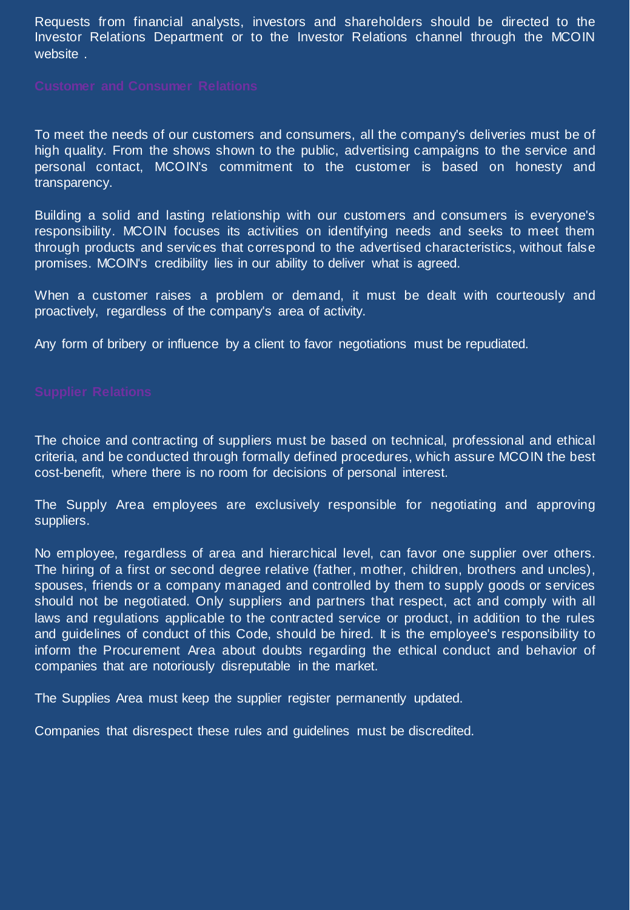Requests from financial analysts, investors and shareholders should be directed to the Investor Relations Department or to the Investor Relations channel through the MCOIN website .

## Customer and Consumer Relations

To meet the needs of our customers and consumers, all the company's deliveries must be of high quality. From the shows shown to the public, advertising campaigns to the service and personal contact, MCOIN's commitment to the customer is based on honesty and transparency.

Building a solid and lasting relationship with our customers and consumers is everyone's responsibility. MCOIN focuses its activities on identifying needs and seeks to meet them through products and services that correspond to the advertised characteristics, without false promises. MCOIN's credibility lies in our ability to deliver what is agreed.

When a customer raises a problem or demand, it must be dealt with courteously and proactively, regardless of the company's area of activity.

Any form of bribery or influence by a client to favor negotiations must be repudiated.

## Supplier Relations

The choice and contracting of suppliers must be based on technical, professional and ethical criteria, and be conducted through formally defined procedures, which assure MCOIN the best cost-benefit, where there is no room for decisions of personal interest.

The Supply Area employees are exclusively responsible for negotiating and approving suppliers.

No employee, regardless of area and hierarchical level, can favor one supplier over others. The hiring of a first or second degree relative (father, mother, children, brothers and uncles), spouses, friends or a company managed and controlled by them to supply goods or services should not be negotiated. Only suppliers and partners that respect, act and comply with all laws and regulations applicable to the contracted service or product, in addition to the rules and guidelines of conduct of this Code, should be hired. It is the employee's responsibility to inform the Procurement Area about doubts regarding the ethical conduct and behavior of companies that are notoriously disreputable in the market.

The Supplies Area must keep the supplier register permanently updated.

Companies that disrespect these rules and guidelines must be discredited.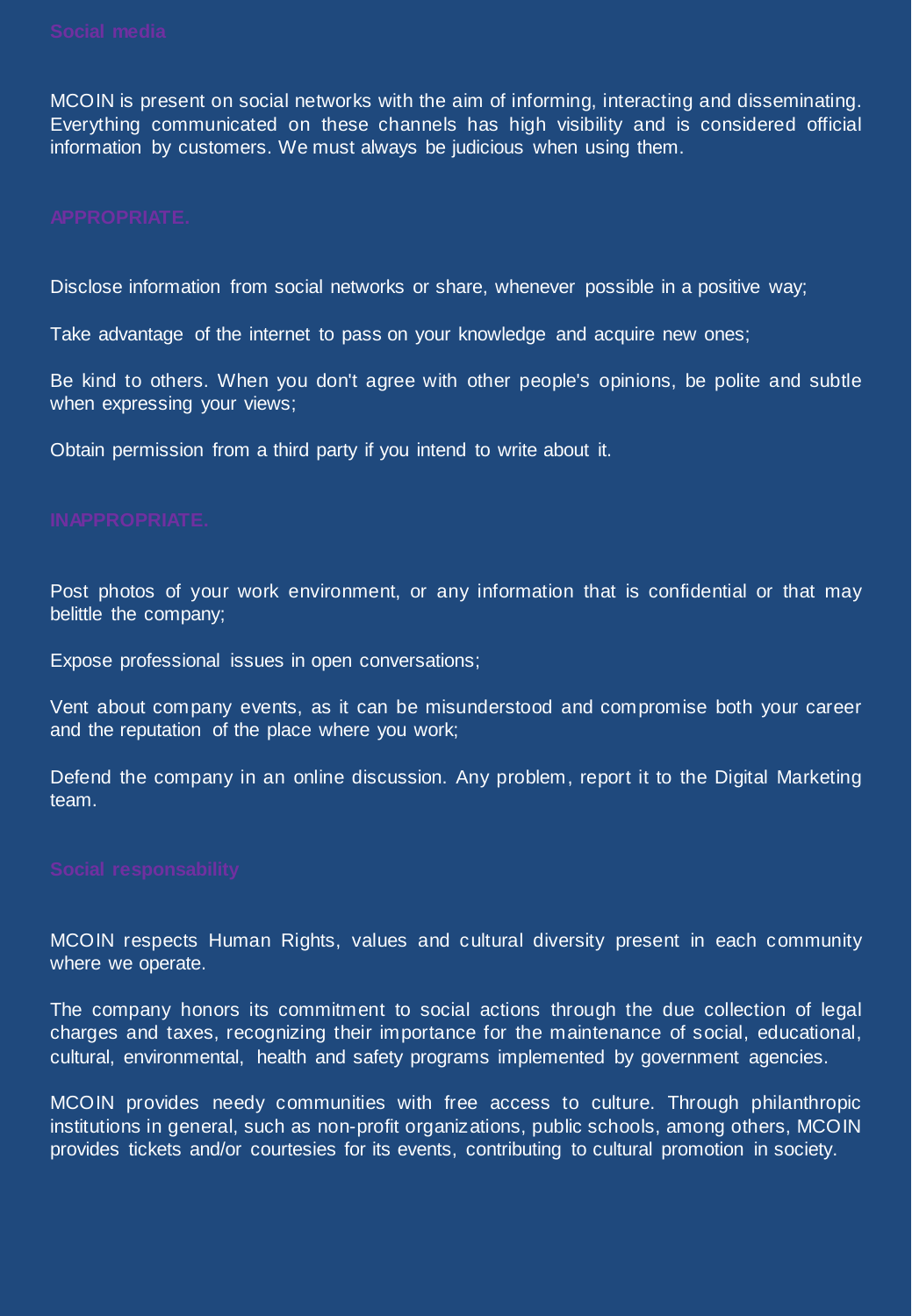## Social media

MCOIN is present on social networks with the aim of informing, interacting and disseminating. Everything communicated on these channels has high visibility and is considered official information by customers. We must always be judicious when using them.

### APPROPRIATE.

Disclose information from social networks or share, whenever possible in a positive way;

Take advantage of the internet to pass on your knowledge and acquire new ones;

Be kind to others. When you don't agree with other people's opinions, be polite and subtle when expressing your views;

Obtain permission from a third party if you intend to write about it.

### INAPPROPRIATE.

Post photos of your work environment, or any information that is confidential or that may belittle the company;

Expose professional issues in open conversations;

Vent about company events, as it can be misunderstood and compromise both your career and the reputation of the place where you work;

Defend the company in an online discussion. Any problem, report it to the Digital Marketing team.

## Social responsability

MCOIN respects Human Rights, values and cultural diversity present in each community where we operate.

The company honors its commitment to social actions through the due collection of legal charges and taxes, recognizing their importance for the maintenance of social, educational, cultural, environmental, health and safety programs implemented by government agencies.

MCOIN provides needy communities with free access to culture. Through philanthropic institutions in general, such as non-profit organizations, public schools, among others, MCOIN provides tickets and/or courtesies for its events, contributing to cultural promotion in society.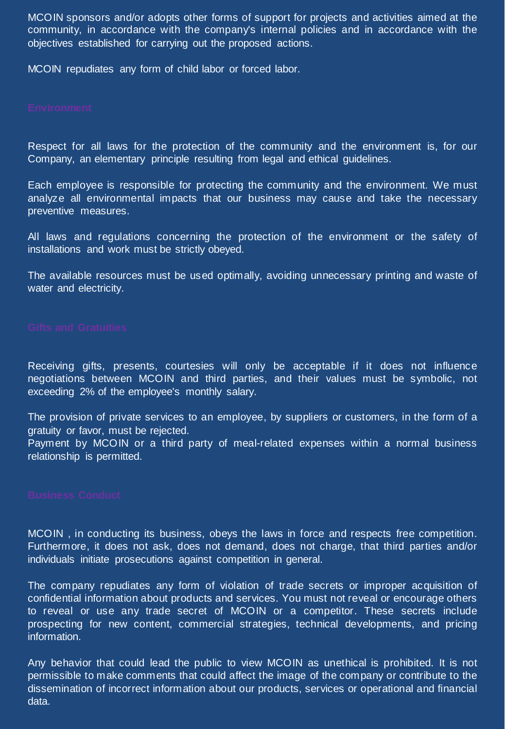MCOIN sponsors and/or adopts other forms of support for projects and activities aimed at the community, in accordance with the company's internal policies and in accordance with the objectives established for carrying out the proposed actions.

MCOIN repudiates any form of child labor or forced labor.

## Environment

Respect for all laws for the protection of the community and the environment is, for our Company, an elementary principle resulting from legal and ethical guidelines.

Each employee is responsible for protecting the community and the environment. We must analyze all environmental impacts that our business may cause and take the necessary preventive measures.

All laws and regulations concerning the protection of the environment or the safety of installations and work must be strictly obeyed.

The available resources must be used optimally, avoiding unnecessary printing and waste of water and electricity.

## Gifts and Gratuities

Receiving gifts, presents, courtesies will only be acceptable if it does not influence negotiations between MCOIN and third parties, and their values must be symbolic, not exceeding 2% of the employee's monthly salary.

The provision of private services to an employee, by suppliers or customers, in the form of a gratuity or favor, must be rejected.
Payment by MCOIN or a third party of meal-related expenses within a normal business relationship is permitted.

## Business Conduct

MCOIN , in conducting its business, obeys the laws in force and respects free competition. Furthermore, it does not ask, does not demand, does not charge, that third parties and/or individuals initiate prosecutions against competition in general.

The company repudiates any form of violation of trade secrets or improper acquisition of confidential information about products and services. You must not reveal or encourage others to reveal or use any trade secret of MCOIN or a competitor. These secrets include prospecting for new content, commercial strategies, technical developments, and pricing information.

Any behavior that could lead the public to view MCOIN as unethical is prohibited. It is not permissible to make comments that could affect the image of the company or contribute to the dissemination of incorrect information about our products, services or operational and financial data.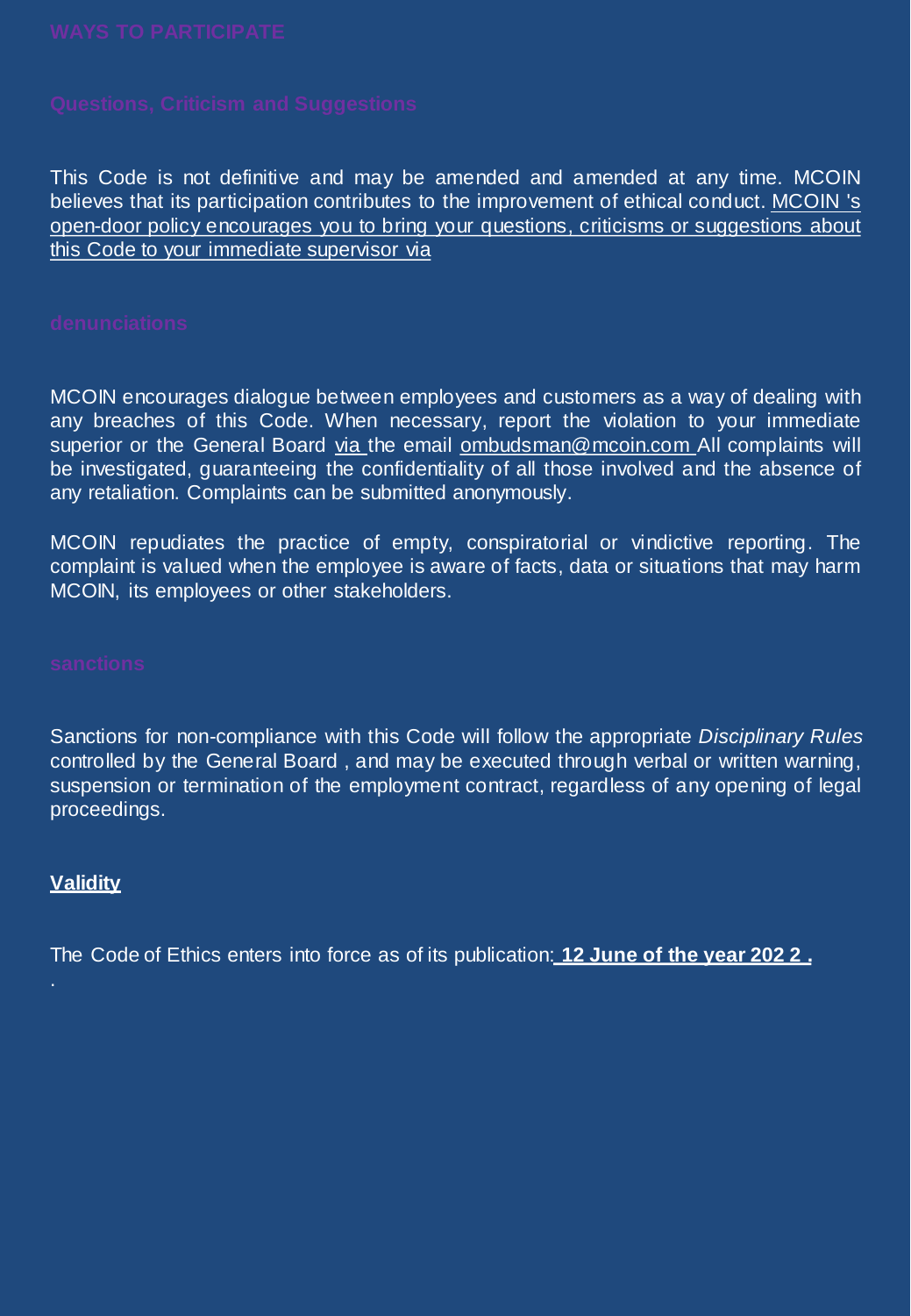# WAYS TO PARTICIPATE

## Questions, Criticism and Suggestions

This Code is not definitive and may be amended and amended at any time. MCOIN believes that its participation contributes to the improvement of ethical conduct. MCOIN 's open-door policy encourages you to bring your questions, criticisms or suggestions about this Code to your immediate supervisor via

## denunciations

MCOIN encourages dialogue between employees and customers as a way of dealing with any breaches of this Code. When necessary, report the violation to your immediate superior or the General Board via the email ombudsman@mcoin.com All complaints will be investigated, guaranteeing the confidentiality of all those involved and the absence of any retaliation. Complaints can be submitted anonymously.

MCOIN repudiates the practice of empty, conspiratorial or vindictive reporting. The complaint is valued when the employee is aware of facts, data or situations that may harm MCOIN, its employees or other stakeholders.

## sanctions

Sanctions for non-compliance with this Code will follow the appropriate *Disciplinary Rules* controlled by the General Board , and may be executed through verbal or written warning, suspension or termination of the employment contract, regardless of any opening of legal proceedings.

**Validity**

The Code of Ethics enters into force as of its publication: **12 June of the year 202 2 .**

.